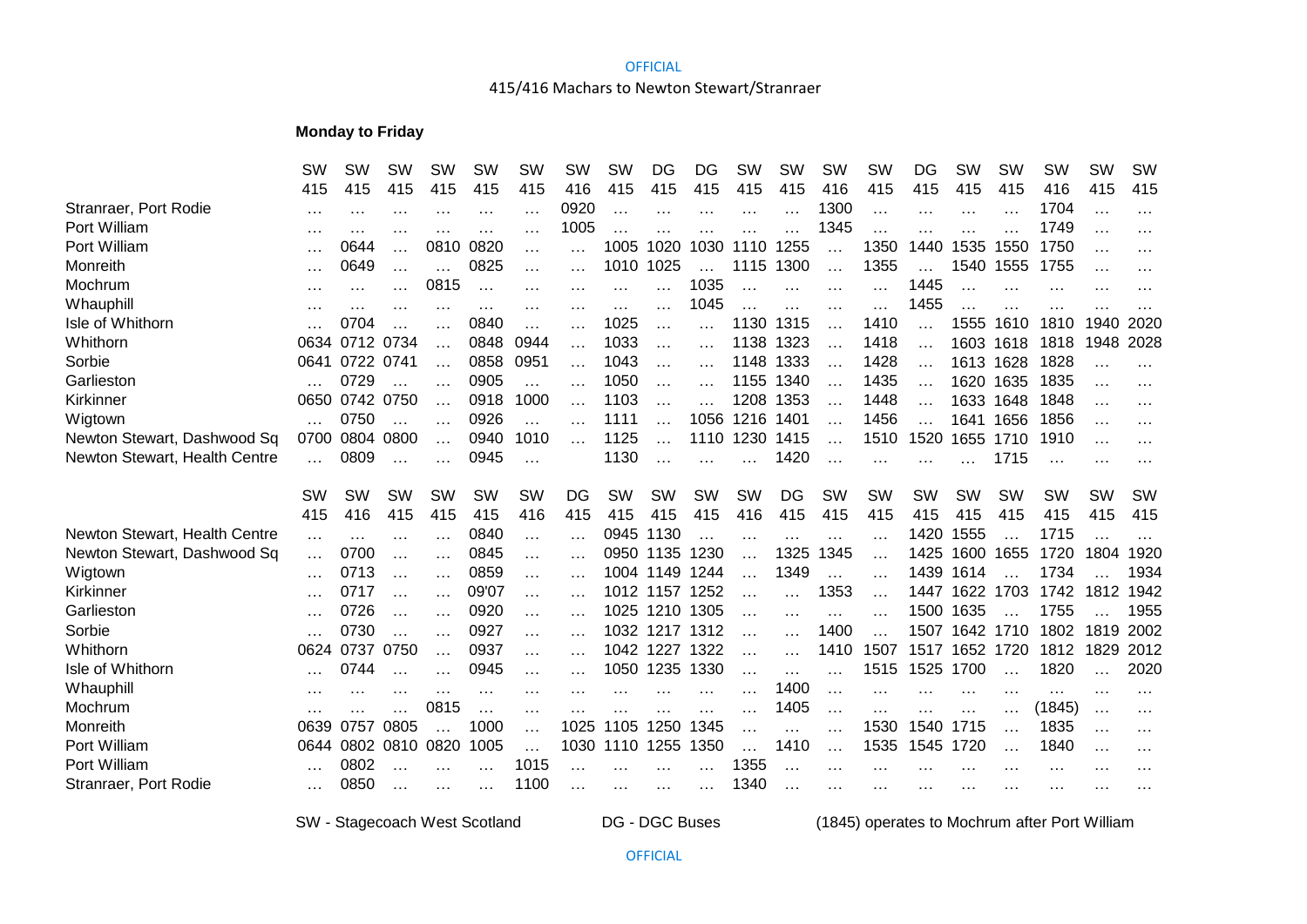# 415/416 Machars to Newton Stewart/Stranraer

**Monday to Friday**

| | SW | SW | SW | SW | SW | SW | SW | SW | DG | DG | SW | SW | SW | SW | DG | SW | SW | SW | SW | SW |
|---|---|---|---|---|---|---|---|---|---|---|---|---|---|---|---|---|---|---|---|---|
| | 415 | 415 | 415 | 415 | 415 | 415 | 416 | 415 | 415 | 415 | 415 | 415 | 416 | 415 | 415 | 415 | 415 | 416 | 415 | 415 |
| Stranraer, Port Rodie | … | … | … | … | … | … | 0920 | … | … | … | … | … | 1300 | … | … | … | … | 1704 | … | … |
| Port William | … | … | … | … | … | … | 1005 | … | … | … | … | … | 1345 | … | … | … | … | 1749 | … | … |
| Port William | … | 0644 | … | 0810 | 0820 | … | … | 1005 | 1020 | 1030 | 1110 | 1255 | … | 1350 | 1440 | 1535 | 1550 | 1750 | … | … |
| Monreith | … | 0649 | … | … | 0825 | … | … | 1010 | 1025 | … | 1115 | 1300 | … | 1355 | … | 1540 | 1555 | 1755 | … | … |
| Mochrum | … | … | … | 0815 | … | … | … | … | … | 1035 | … | … | … | … | 1445 | … | … | … | … | … |
| Whauphill | … | … | … | … | … | … | … | … | … | 1045 | … | … | … | … | 1455 | … | … | … | … | … |
| Isle of Whithorn | … | 0704 | … | … | 0840 | … | … | 1025 | … | … | 1130 | 1315 | … | 1410 | … | 1555 | 1610 | 1810 | 1940 | 2020 |
| Whithorn | 0634 | 0712 | 0734 | … | 0848 | 0944 | … | 1033 | … | … | 1138 | 1323 | … | 1418 | … | 1603 | 1618 | 1818 | 1948 | 2028 |
| Sorbie | 0641 | 0722 | 0741 | … | 0858 | 0951 | … | 1043 | … | … | 1148 | 1333 | … | 1428 | … | 1613 | 1628 | 1828 | … | … |
| Garlieston | … | 0729 | … | … | 0905 | … | … | 1050 | … | … | 1155 | 1340 | … | 1435 | … | 1620 | 1635 | 1835 | … | … |
| Kirkinner | 0650 | 0742 | 0750 | … | 0918 | 1000 | … | 1103 | … | … | 1208 | 1353 | … | 1448 | … | 1633 | 1648 | 1848 | … | … |
| Wigtown | … | 0750 | … | … | 0926 | … | … | 1111 | … | 1056 | 1216 | 1401 | … | 1456 | … | 1641 | 1656 | 1856 | … | … |
| Newton Stewart, Dashwood Sq | 0700 | 0804 | 0800 | … | 0940 | 1010 | … | 1125 | … | 1110 | 1230 | 1415 | … | 1510 | 1520 | 1655 | 1710 | 1910 | … | … |
| Newton Stewart, Health Centre | … | 0809 | … | … | 0945 | … | | 1130 | … | … | … | 1420 | … | … | … | … | 1715 | … | … | … |

| | SW | SW | SW | SW | SW | SW | DG | SW | SW | SW | SW | DG | SW | SW | SW | SW | SW | SW | SW | SW |
|---|---|---|---|---|---|---|---|---|---|---|---|---|---|---|---|---|---|---|---|---|
| | 415 | 416 | 415 | 415 | 415 | 416 | 415 | 415 | 415 | 415 | 416 | 415 | 415 | 415 | 415 | 415 | 415 | 415 | 415 | 415 |
| Newton Stewart, Health Centre | … | … | … | … | 0840 | … | … | 0945 | 1130 | … | … | … | … | … | 1420 | 1555 | … | 1715 | … | … |
| Newton Stewart, Dashwood Sq | … | 0700 | … | … | 0845 | … | … | 0950 | 1135 | 1230 | … | 1325 | 1345 | … | 1425 | 1600 | 1655 | 1720 | 1804 | 1920 |
| Wigtown | … | 0713 | … | … | 0859 | … | … | 1004 | 1149 | 1244 | … | 1349 | … | … | 1439 | 1614 | … | 1734 | … | 1934 |
| Kirkinner | … | 0717 | … | … | 09'07 | … | … | 1012 | 1157 | 1252 | … | … | 1353 | … | 1447 | 1622 | 1703 | 1742 | 1812 | 1942 |
| Garlieston | … | 0726 | … | … | 0920 | … | … | 1025 | 1210 | 1305 | … | … | … | … | 1500 | 1635 | … | 1755 | … | 1955 |
| Sorbie | … | 0730 | … | … | 0927 | … | … | 1032 | 1217 | 1312 | … | … | 1400 | … | 1507 | 1642 | 1710 | 1802 | 1819 | 2002 |
| Whithorn | 0624 | 0737 | 0750 | … | 0937 | … | … | 1042 | 1227 | 1322 | … | … | 1410 | 1507 | 1517 | 1652 | 1720 | 1812 | 1829 | 2012 |
| Isle of Whithorn | … | 0744 | … | … | 0945 | … | … | 1050 | 1235 | 1330 | … | … | … | 1515 | 1525 | 1700 | … | 1820 | … | 2020 |
| Whauphill | … | … | … | … | … | … | … | … | … | … | … | 1400 | … | … | … | … | … | … | … | … |
| Mochrum | … | … | … | 0815 | … | … | … | … | … | … | … | 1405 | … | … | … | … | … | (1845) | … | … |
| Monreith | 0639 | 0757 | 0805 | … | 1000 | … | 1025 | 1105 | 1250 | 1345 | … | … | … | 1530 | 1540 | 1715 | … | 1835 | … | … |
| Port William | 0644 | 0802 | 0810 | 0820 | 1005 | … | 1030 | 1110 | 1255 | 1350 | … | 1410 | … | 1535 | 1545 | 1720 | … | 1840 | … | … |
| Port William | … | 0802 | … | … | … | 1015 | … | … | … | … | 1355 | … | … | … | … | … | … | … | … | … |
| Stranraer, Port Rodie | … | 0850 | … | … | … | 1100 | … | … | … | … | 1340 | … | … | … | … | … | … | … | … | … |

SW - Stagecoach West Scotland

DG - DGC Buses

(1845) operates to Mochrum after Port William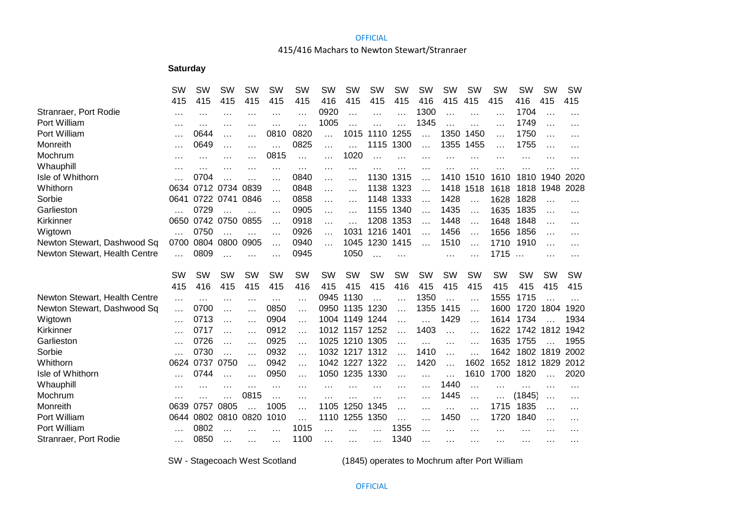OFFICIAL

## 415/416 Machars to Newton Stewart/Stranraer

**Saturday**

| | SW | SW | SW | SW | SW | SW | SW | SW | SW | SW | SW | SW | SW | SW | SW | SW | SW |
|---|---|---|---|---|---|---|---|---|---|---|---|---|---|---|---|---|---|
| | 415 | 415 | 415 | 415 | 415 | 415 | 416 | 415 | 415 | 415 | 416 | 415 | 415 | 415 | 416 | 415 | 415 |
| Stranraer, Port Rodie | … | … | … | … | … | … | 0920 | … | … | … | 1300 | … | … | … | 1704 | … | … |
| Port William | … | … | … | … | … | … | 1005 | … | … | … | 1345 | … | … | … | 1749 | … | … |
| Port William | … | 0644 | … | … | 0810 | 0820 | … | 1015 | 1110 | 1255 | … | 1350 | 1450 | … | 1750 | … | … |
| Monreith | … | 0649 | … | … | … | 0825 | … | … | 1115 | 1300 | … | 1355 | 1455 | … | 1755 | … | … |
| Mochrum | … | … | … | … | 0815 | … | … | 1020 | … | … | … | … | … | … | … | … | … |
| Whauphill | … | … | … | … | … | … | … | … | … | … | … | … | … | … | … | … | … |
| Isle of Whithorn | … | 0704 | … | … | … | 0840 | … | … | 1130 | 1315 | … | 1410 | 1510 | 1610 | 1810 | 1940 | 2020 |
| Whithorn | 0634 | 0712 | 0734 | 0839 | … | 0848 | … | … | 1138 | 1323 | … | 1418 | 1518 | 1618 | 1818 | 1948 | 2028 |
| Sorbie | 0641 | 0722 | 0741 | 0846 | … | 0858 | … | … | 1148 | 1333 | … | 1428 | … | 1628 | 1828 | … | … |
| Garlieston | … | 0729 | … | … | … | 0905 | … | … | 1155 | 1340 | … | 1435 | … | 1635 | 1835 | … | … |
| Kirkinner | 0650 | 0742 | 0750 | 0855 | … | 0918 | … | … | 1208 | 1353 | … | 1448 | … | 1648 | 1848 | … | … |
| Wigtown | … | 0750 | … | … | … | 0926 | … | 1031 | 1216 | 1401 | … | 1456 | … | 1656 | 1856 | … | … |
| Newton Stewart, Dashwood Sq | 0700 | 0804 | 0800 | 0905 | … | 0940 | … | 1045 | 1230 | 1415 | … | 1510 | … | 1710 | 1910 | … | … |
| Newton Stewart, Health Centre | … | 0809 | … | … | … | 0945 | | 1050 | … | … | | … | … | 1715 | … | … | … |

| | SW | SW | SW | SW | SW | SW | SW | SW | SW | SW | SW | SW | SW | SW | SW | SW | SW |
|---|---|---|---|---|---|---|---|---|---|---|---|---|---|---|---|---|---|
| | 415 | 416 | 415 | 415 | 415 | 416 | 415 | 415 | 415 | 416 | 415 | 415 | 415 | 415 | 415 | 415 | 415 |
| Newton Stewart, Health Centre | … | … | … | … | … | … | 0945 | 1130 | … | … | 1350 | … | … | 1555 | 1715 | … | … |
| Newton Stewart, Dashwood Sq | … | 0700 | … | … | 0850 | … | 0950 | 1135 | 1230 | … | 1355 | 1415 | … | 1600 | 1720 | 1804 | 1920 |
| Wigtown | … | 0713 | … | … | 0904 | … | 1004 | 1149 | 1244 | … | … | 1429 | … | 1614 | 1734 | … | 1934 |
| Kirkinner | … | 0717 | … | … | 0912 | … | 1012 | 1157 | 1252 | … | 1403 | … | … | 1622 | 1742 | 1812 | 1942 |
| Garlieston | … | 0726 | … | … | 0925 | … | 1025 | 1210 | 1305 | … | … | … | … | 1635 | 1755 | … | 1955 |
| Sorbie | … | 0730 | … | … | 0932 | … | 1032 | 1217 | 1312 | … | 1410 | … | … | 1642 | 1802 | 1819 | 2002 |
| Whithorn | 0624 | 0737 | 0750 | … | 0942 | … | 1042 | 1227 | 1322 | … | 1420 | … | 1602 | 1652 | 1812 | 1829 | 2012 |
| Isle of Whithorn | … | 0744 | … | … | 0950 | … | 1050 | 1235 | 1330 | … | … | … | 1610 | 1700 | 1820 | … | 2020 |
| Whauphill | … | … | … | … | … | … | … | … | … | … | … | 1440 | … | … | … | … | … |
| Mochrum | … | … | … | 0815 | … | … | … | … | … | … | … | 1445 | … | … | (1845) | … | … |
| Monreith | 0639 | 0757 | 0805 | … | 1005 | … | 1105 | 1250 | 1345 | … | … | … | … | 1715 | 1835 | … | … |
| Port William | 0644 | 0802 | 0810 | 0820 | 1010 | … | 1110 | 1255 | 1350 | … | … | 1450 | … | 1720 | 1840 | … | … |
| Port William | … | 0802 | … | … | … | 1015 | … | … | … | 1355 | … | … | … | … | … | … | … |
| Stranraer, Port Rodie | … | 0850 | … | … | … | 1100 | … | … | … | 1340 | … | … | … | … | … | … | … |

SW - Stagecoach West Scotland

(1845) operates to Mochrum after Port William

OFFICIAL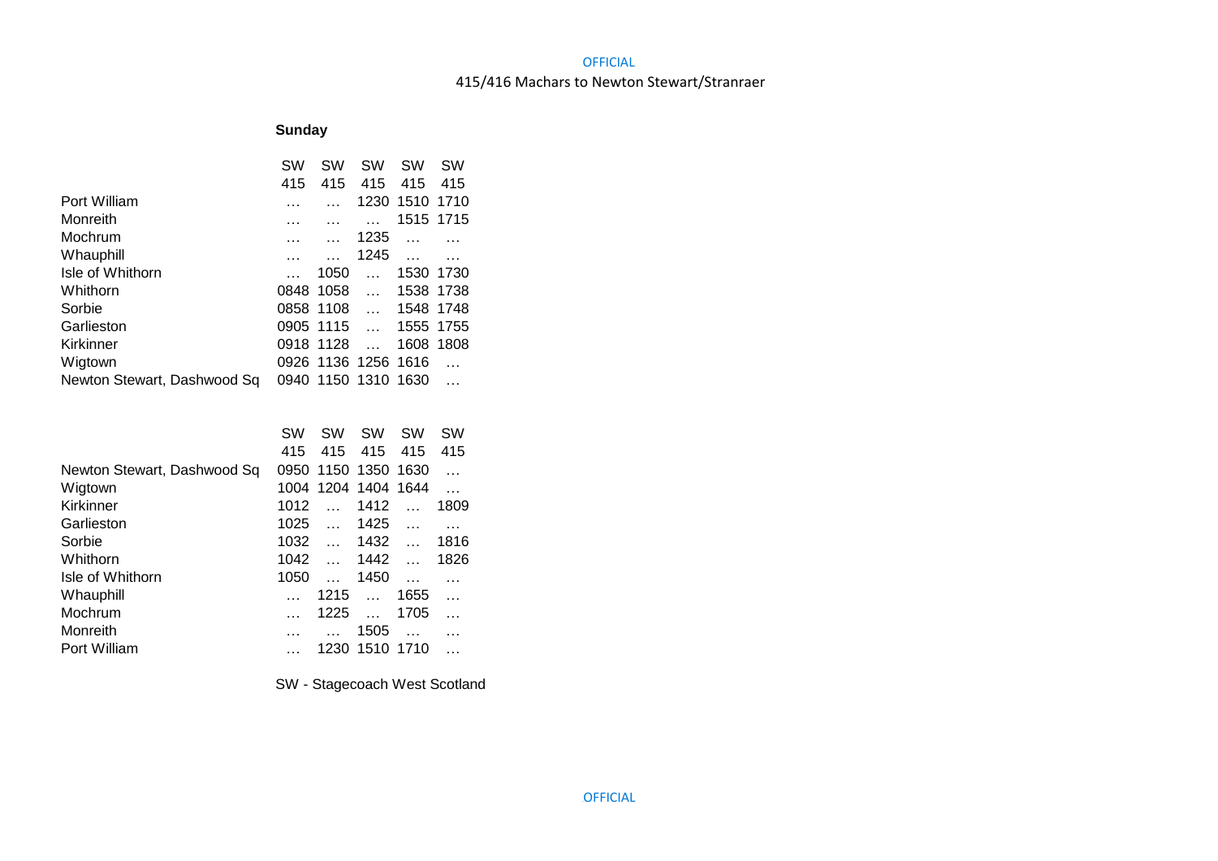415/416 Machars to Newton Stewart/Stranraer

**Sunday**

| | SW | SW | SW | SW | SW |
|---|---|---|---|---|---|
| | 415 | 415 | 415 | 415 | 415 |
| Port William | … | … | 1230 | 1510 | 1710 |
| Monreith | … | … | … | 1515 | 1715 |
| Mochrum | … | … | 1235 | … | … |
| Whauphill | … | … | 1245 | … | … |
| Isle of Whithorn | … | 1050 | … | 1530 | 1730 |
| Whithorn | 0848 | 1058 | … | 1538 | 1738 |
| Sorbie | 0858 | 1108 | … | 1548 | 1748 |
| Garlieston | 0905 | 1115 | … | 1555 | 1755 |
| Kirkinner | 0918 | 1128 | … | 1608 | 1808 |
| Wigtown | 0926 | 1136 | 1256 | 1616 | … |
| Newton Stewart, Dashwood Sq | 0940 | 1150 | 1310 | 1630 | … |

| | SW | SW | SW | SW | SW |
|---|---|---|---|---|---|
| | 415 | 415 | 415 | 415 | 415 |
| Newton Stewart, Dashwood Sq | 0950 | 1150 | 1350 | 1630 | … |
| Wigtown | 1004 | 1204 | 1404 | 1644 | … |
| Kirkinner | 1012 | … | 1412 | … | 1809 |
| Garlieston | 1025 | … | 1425 | … | … |
| Sorbie | 1032 | … | 1432 | … | 1816 |
| Whithorn | 1042 | … | 1442 | … | 1826 |
| Isle of Whithorn | 1050 | … | 1450 | … | … |
| Whauphill | … | 1215 | … | 1655 | … |
| Mochrum | … | 1225 | … | 1705 | … |
| Monreith | … | … | 1505 | … | … |
| Port William | … | 1230 | 1510 | 1710 | … |

SW - Stagecoach West Scotland